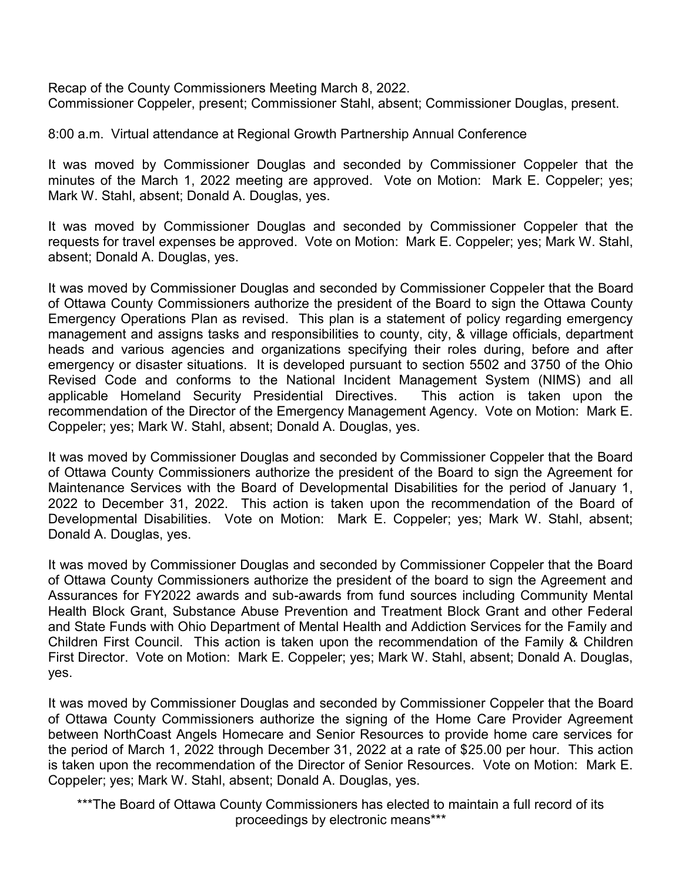Recap of the County Commissioners Meeting March 8, 2022.
Commissioner Coppeler, present; Commissioner Stahl, absent; Commissioner Douglas, present.

8:00 a.m. Virtual attendance at Regional Growth Partnership Annual Conference

It was moved by Commissioner Douglas and seconded by Commissioner Coppeler that the minutes of the March 1, 2022 meeting are approved. Vote on Motion: Mark E. Coppeler; yes; Mark W. Stahl, absent; Donald A. Douglas, yes.

It was moved by Commissioner Douglas and seconded by Commissioner Coppeler that the requests for travel expenses be approved. Vote on Motion: Mark E. Coppeler; yes; Mark W. Stahl, absent; Donald A. Douglas, yes.

It was moved by Commissioner Douglas and seconded by Commissioner Coppeler that the Board of Ottawa County Commissioners authorize the president of the Board to sign the Ottawa County Emergency Operations Plan as revised. This plan is a statement of policy regarding emergency management and assigns tasks and responsibilities to county, city, & village officials, department heads and various agencies and organizations specifying their roles during, before and after emergency or disaster situations. It is developed pursuant to section 5502 and 3750 of the Ohio Revised Code and conforms to the National Incident Management System (NIMS) and all applicable Homeland Security Presidential Directives. This action is taken upon the recommendation of the Director of the Emergency Management Agency. Vote on Motion: Mark E. Coppeler; yes; Mark W. Stahl, absent; Donald A. Douglas, yes.

It was moved by Commissioner Douglas and seconded by Commissioner Coppeler that the Board of Ottawa County Commissioners authorize the president of the Board to sign the Agreement for Maintenance Services with the Board of Developmental Disabilities for the period of January 1, 2022 to December 31, 2022. This action is taken upon the recommendation of the Board of Developmental Disabilities. Vote on Motion: Mark E. Coppeler; yes; Mark W. Stahl, absent; Donald A. Douglas, yes.

It was moved by Commissioner Douglas and seconded by Commissioner Coppeler that the Board of Ottawa County Commissioners authorize the president of the board to sign the Agreement and Assurances for FY2022 awards and sub-awards from fund sources including Community Mental Health Block Grant, Substance Abuse Prevention and Treatment Block Grant and other Federal and State Funds with Ohio Department of Mental Health and Addiction Services for the Family and Children First Council. This action is taken upon the recommendation of the Family & Children First Director. Vote on Motion: Mark E. Coppeler; yes; Mark W. Stahl, absent; Donald A. Douglas, yes.

It was moved by Commissioner Douglas and seconded by Commissioner Coppeler that the Board of Ottawa County Commissioners authorize the signing of the Home Care Provider Agreement between NorthCoast Angels Homecare and Senior Resources to provide home care services for the period of March 1, 2022 through December 31, 2022 at a rate of $25.00 per hour. This action is taken upon the recommendation of the Director of Senior Resources. Vote on Motion: Mark E. Coppeler; yes; Mark W. Stahl, absent; Donald A. Douglas, yes.

***The Board of Ottawa County Commissioners has elected to maintain a full record of its proceedings by electronic means***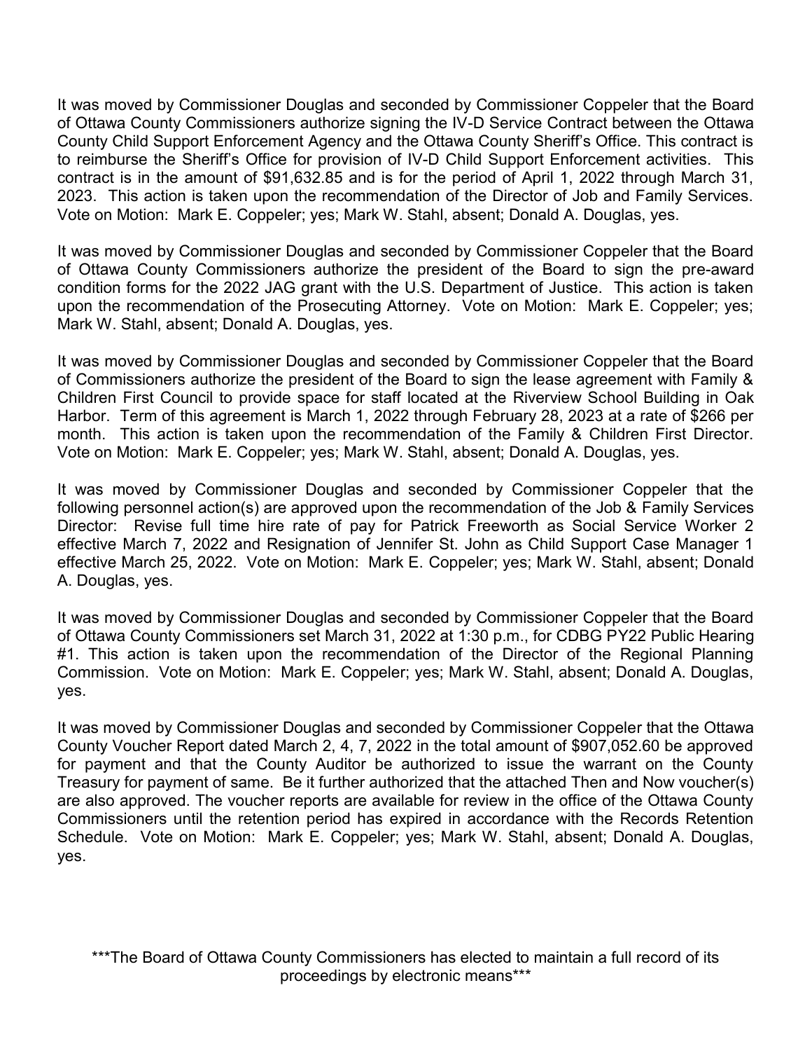It was moved by Commissioner Douglas and seconded by Commissioner Coppeler that the Board of Ottawa County Commissioners authorize signing the IV-D Service Contract between the Ottawa County Child Support Enforcement Agency and the Ottawa County Sheriff's Office. This contract is to reimburse the Sheriff's Office for provision of IV-D Child Support Enforcement activities. This contract is in the amount of $91,632.85 and is for the period of April 1, 2022 through March 31, 2023. This action is taken upon the recommendation of the Director of Job and Family Services. Vote on Motion: Mark E. Coppeler; yes; Mark W. Stahl, absent; Donald A. Douglas, yes.

It was moved by Commissioner Douglas and seconded by Commissioner Coppeler that the Board of Ottawa County Commissioners authorize the president of the Board to sign the pre-award condition forms for the 2022 JAG grant with the U.S. Department of Justice. This action is taken upon the recommendation of the Prosecuting Attorney. Vote on Motion: Mark E. Coppeler; yes; Mark W. Stahl, absent; Donald A. Douglas, yes.

It was moved by Commissioner Douglas and seconded by Commissioner Coppeler that the Board of Commissioners authorize the president of the Board to sign the lease agreement with Family & Children First Council to provide space for staff located at the Riverview School Building in Oak Harbor. Term of this agreement is March 1, 2022 through February 28, 2023 at a rate of $266 per month. This action is taken upon the recommendation of the Family & Children First Director. Vote on Motion: Mark E. Coppeler; yes; Mark W. Stahl, absent; Donald A. Douglas, yes.

It was moved by Commissioner Douglas and seconded by Commissioner Coppeler that the following personnel action(s) are approved upon the recommendation of the Job & Family Services Director: Revise full time hire rate of pay for Patrick Freeworth as Social Service Worker 2 effective March 7, 2022 and Resignation of Jennifer St. John as Child Support Case Manager 1 effective March 25, 2022. Vote on Motion: Mark E. Coppeler; yes; Mark W. Stahl, absent; Donald A. Douglas, yes.

It was moved by Commissioner Douglas and seconded by Commissioner Coppeler that the Board of Ottawa County Commissioners set March 31, 2022 at 1:30 p.m., for CDBG PY22 Public Hearing #1. This action is taken upon the recommendation of the Director of the Regional Planning Commission. Vote on Motion: Mark E. Coppeler; yes; Mark W. Stahl, absent; Donald A. Douglas, yes.

It was moved by Commissioner Douglas and seconded by Commissioner Coppeler that the Ottawa County Voucher Report dated March 2, 4, 7, 2022 in the total amount of $907,052.60 be approved for payment and that the County Auditor be authorized to issue the warrant on the County Treasury for payment of same. Be it further authorized that the attached Then and Now voucher(s) are also approved. The voucher reports are available for review in the office of the Ottawa County Commissioners until the retention period has expired in accordance with the Records Retention Schedule. Vote on Motion: Mark E. Coppeler; yes; Mark W. Stahl, absent; Donald A. Douglas, yes.

***The Board of Ottawa County Commissioners has elected to maintain a full record of its proceedings by electronic means***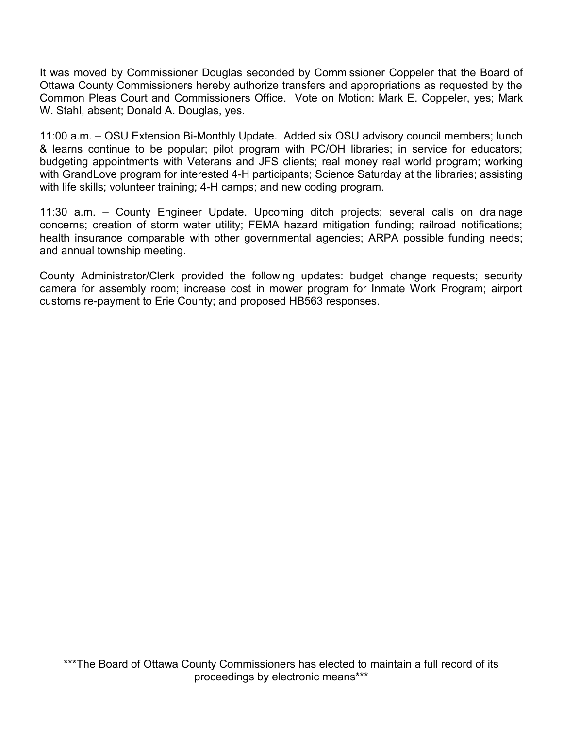It was moved by Commissioner Douglas seconded by Commissioner Coppeler that the Board of Ottawa County Commissioners hereby authorize transfers and appropriations as requested by the Common Pleas Court and Commissioners Office. Vote on Motion: Mark E. Coppeler, yes; Mark W. Stahl, absent; Donald A. Douglas, yes.

11:00 a.m. – OSU Extension Bi-Monthly Update. Added six OSU advisory council members; lunch & learns continue to be popular; pilot program with PC/OH libraries; in service for educators; budgeting appointments with Veterans and JFS clients; real money real world program; working with GrandLove program for interested 4-H participants; Science Saturday at the libraries; assisting with life skills; volunteer training; 4-H camps; and new coding program.

11:30 a.m. – County Engineer Update. Upcoming ditch projects; several calls on drainage concerns; creation of storm water utility; FEMA hazard mitigation funding; railroad notifications; health insurance comparable with other governmental agencies; ARPA possible funding needs; and annual township meeting.

County Administrator/Clerk provided the following updates: budget change requests; security camera for assembly room; increase cost in mower program for Inmate Work Program; airport customs re-payment to Erie County; and proposed HB563 responses.

***The Board of Ottawa County Commissioners has elected to maintain a full record of its proceedings by electronic means***